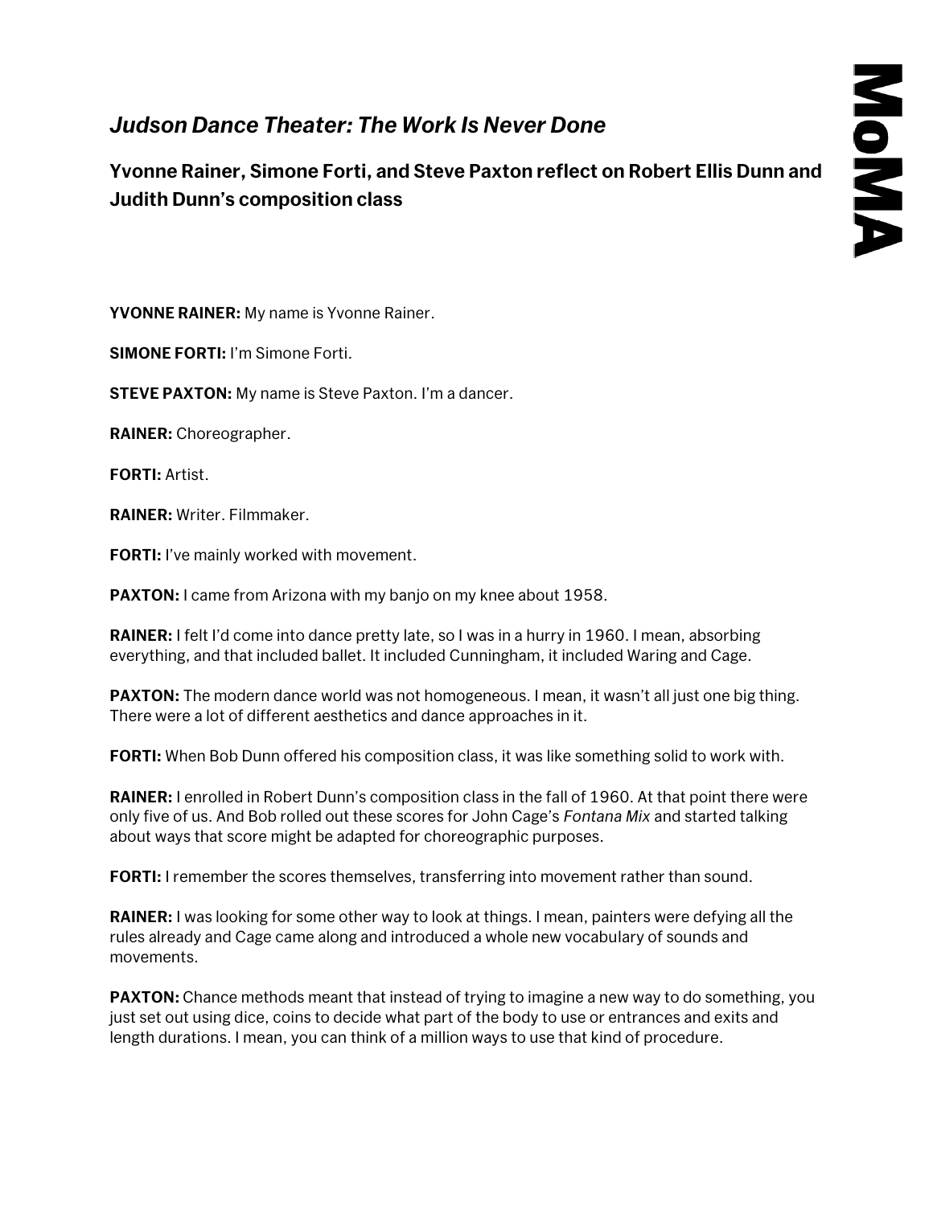# *Judson Dance Theater: The Work Is Never Done*

## Yvonne Rainer, Simone Forti, and Steve Paxton reflect on Robert Ellis Dunn and Judith Dunn's composition class

**YVONNE RAINER:** My name is Yvonne Rainer.

**SIMONE FORTI:** I'm Simone Forti.

**STEVE PAXTON:** My name is Steve Paxton. I'm a dancer.

**RAINER:** Choreographer.

**FORTI:** Artist.

**RAINER:** Writer. Filmmaker.

**FORTI:** I've mainly worked with movement.

**PAXTON:** I came from Arizona with my banjo on my knee about 1958.

**RAINER:** I felt I'd come into dance pretty late, so I was in a hurry in 1960. I mean, absorbing everything, and that included ballet. It included Cunningham, it included Waring and Cage.

**PAXTON:** The modern dance world was not homogeneous. I mean, it wasn't all just one big thing. There were a lot of different aesthetics and dance approaches in it.

**FORTI:** When Bob Dunn offered his composition class, it was like something solid to work with.

**RAINER:** I enrolled in Robert Dunn's composition class in the fall of 1960. At that point there were only five of us. And Bob rolled out these scores for John Cage's *Fontana Mix* and started talking about ways that score might be adapted for choreographic purposes.

**FORTI:** I remember the scores themselves, transferring into movement rather than sound.

**RAINER:** I was looking for some other way to look at things. I mean, painters were defying all the rules already and Cage came along and introduced a whole new vocabulary of sounds and movements.

**PAXTON:** Chance methods meant that instead of trying to imagine a new way to do something, you just set out using dice, coins to decide what part of the body to use or entrances and exits and length durations. I mean, you can think of a million ways to use that kind of procedure.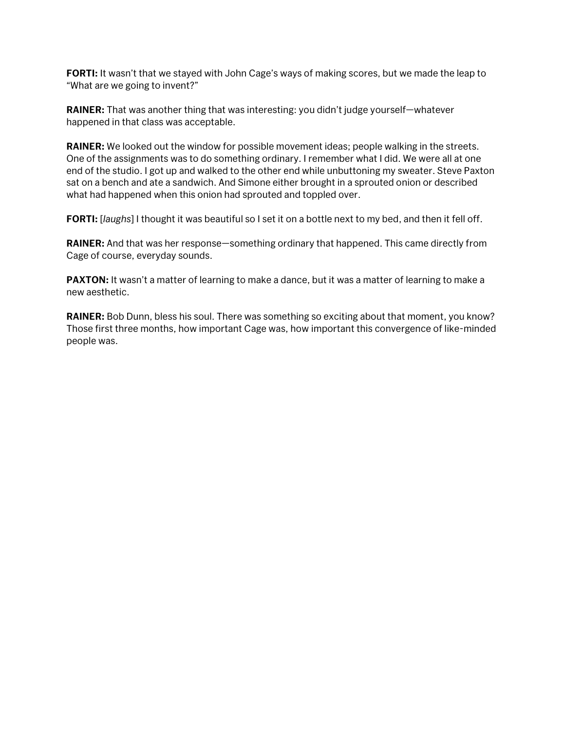**FORTI:** It wasn't that we stayed with John Cage's ways of making scores, but we made the leap to "What are we going to invent?"

**RAINER:** That was another thing that was interesting: you didn't judge yourself—whatever happened in that class was acceptable.

**RAINER:** We looked out the window for possible movement ideas; people walking in the streets. One of the assignments was to do something ordinary. I remember what I did. We were all at one end of the studio. I got up and walked to the other end while unbuttoning my sweater. Steve Paxton sat on a bench and ate a sandwich. And Simone either brought in a sprouted onion or described what had happened when this onion had sprouted and toppled over.

**FORTI:** [*laughs*] I thought it was beautiful so I set it on a bottle next to my bed, and then it fell off.

**RAINER:** And that was her response—something ordinary that happened. This came directly from Cage of course, everyday sounds.

**PAXTON:** It wasn't a matter of learning to make a dance, but it was a matter of learning to make a new aesthetic.

**RAINER:** Bob Dunn, bless his soul. There was something so exciting about that moment, you know? Those first three months, how important Cage was, how important this convergence of like-minded people was.